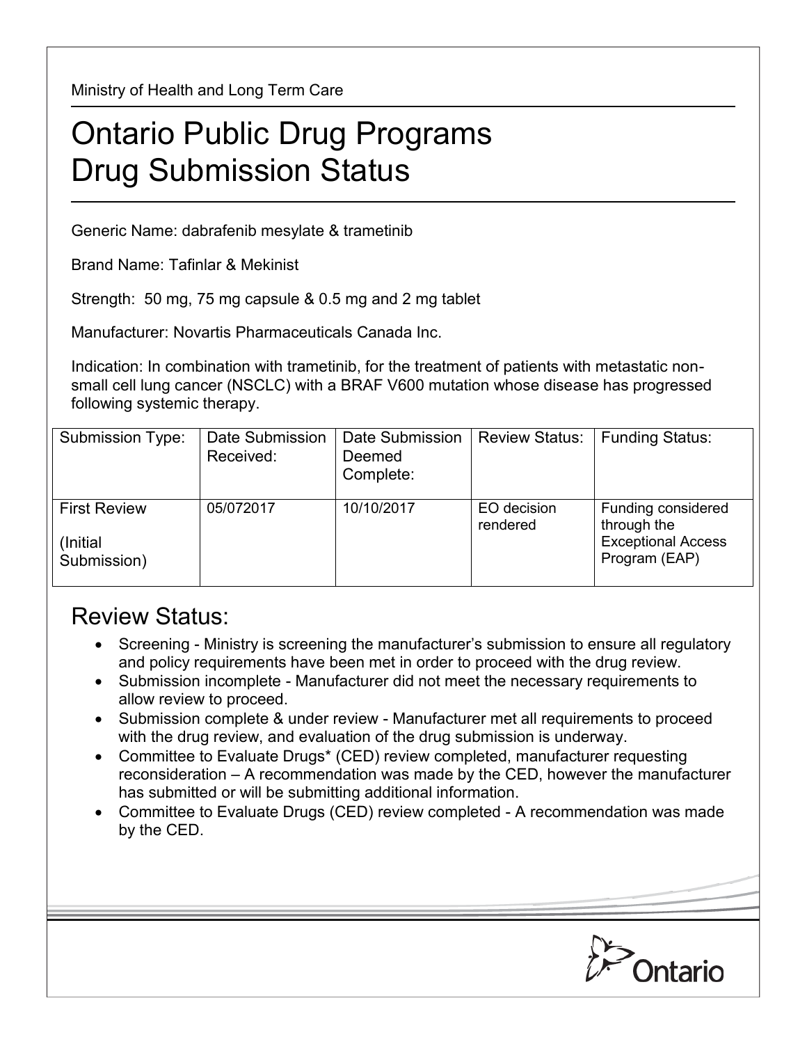Ministry of Health and Long Term Care

# Ontario Public Drug Programs Drug Submission Status

Generic Name: dabrafenib mesylate & trametinib

Brand Name: Tafinlar & Mekinist

Strength: 50 mg, 75 mg capsule & 0.5 mg and 2 mg tablet

Manufacturer: Novartis Pharmaceuticals Canada Inc.

Indication: In combination with trametinib, for the treatment of patients with metastatic non-small cell lung cancer (NSCLC) with a BRAF V600 mutation whose disease has progressed following systemic therapy.

| Submission Type: | Date Submission Received: | Date Submission Deemed Complete: | Review Status: | Funding Status: |
|---|---|---|---|---|
| First Review (Initial Submission) | 05/072017 | 10/10/2017 | EO decision rendered | Funding considered through the Exceptional Access Program (EAP) |

## Review Status:

- Screening - Ministry is screening the manufacturer's submission to ensure all regulatory and policy requirements have been met in order to proceed with the drug review.
- Submission incomplete - Manufacturer did not meet the necessary requirements to allow review to proceed.
- Submission complete & under review - Manufacturer met all requirements to proceed with the drug review, and evaluation of the drug submission is underway.
- Committee to Evaluate Drugs* (CED) review completed, manufacturer requesting reconsideration – A recommendation was made by the CED, however the manufacturer has submitted or will be submitting additional information.
- Committee to Evaluate Drugs (CED) review completed - A recommendation was made by the CED.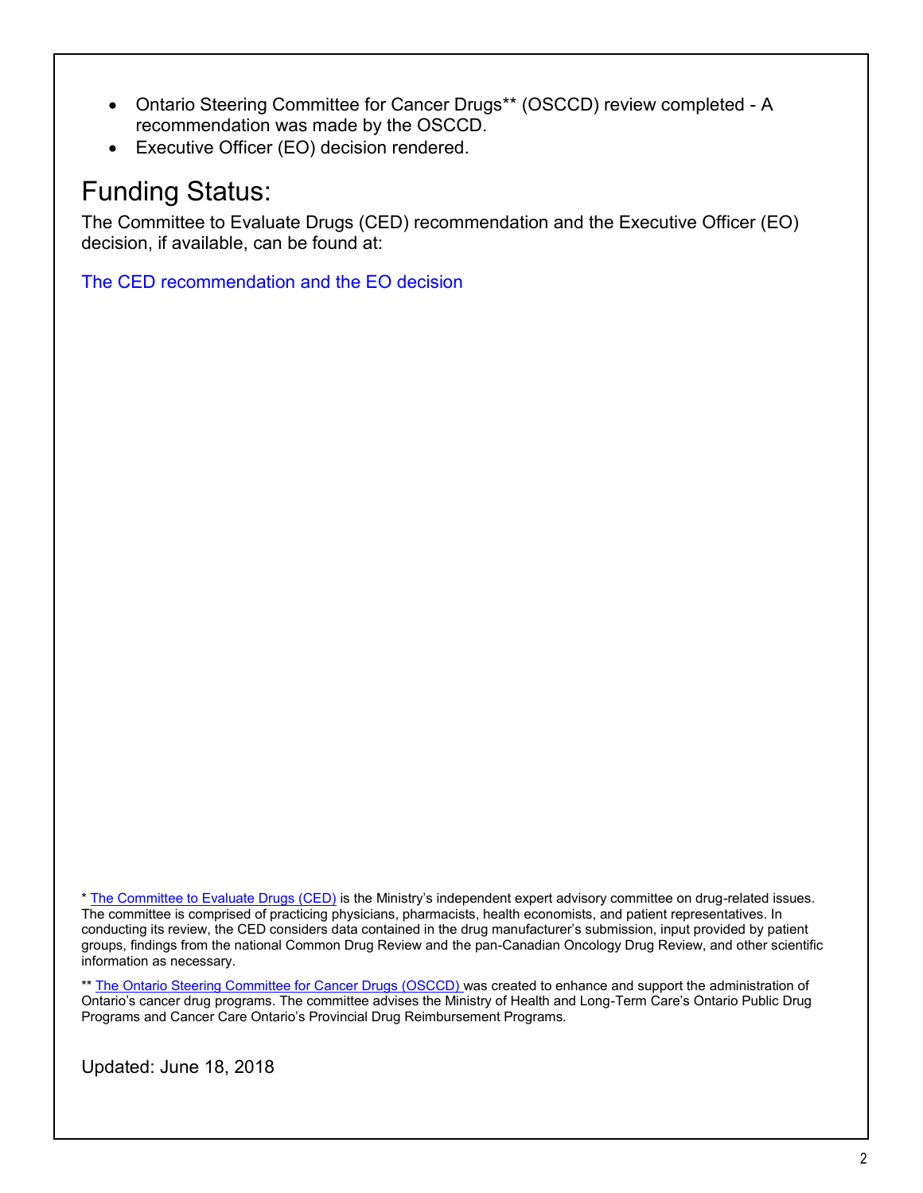- Ontario Steering Committee for Cancer Drugs** (OSCCD) review completed - A recommendation was made by the OSCCD.
- Executive Officer (EO) decision rendered.

# Funding Status:

The Committee to Evaluate Drugs (CED) recommendation and the Executive Officer (EO) decision, if available, can be found at:

The CED recommendation and the EO decision

* The Committee to Evaluate Drugs (CED) is the Ministry's independent expert advisory committee on drug-related issues. The committee is comprised of practicing physicians, pharmacists, health economists, and patient representatives. In conducting its review, the CED considers data contained in the drug manufacturer's submission, input provided by patient groups, findings from the national Common Drug Review and the pan-Canadian Oncology Drug Review, and other scientific information as necessary.

** The Ontario Steering Committee for Cancer Drugs (OSCCD) was created to enhance and support the administration of Ontario's cancer drug programs. The committee advises the Ministry of Health and Long-Term Care's Ontario Public Drug Programs and Cancer Care Ontario's Provincial Drug Reimbursement Programs.

Updated: June 18, 2018